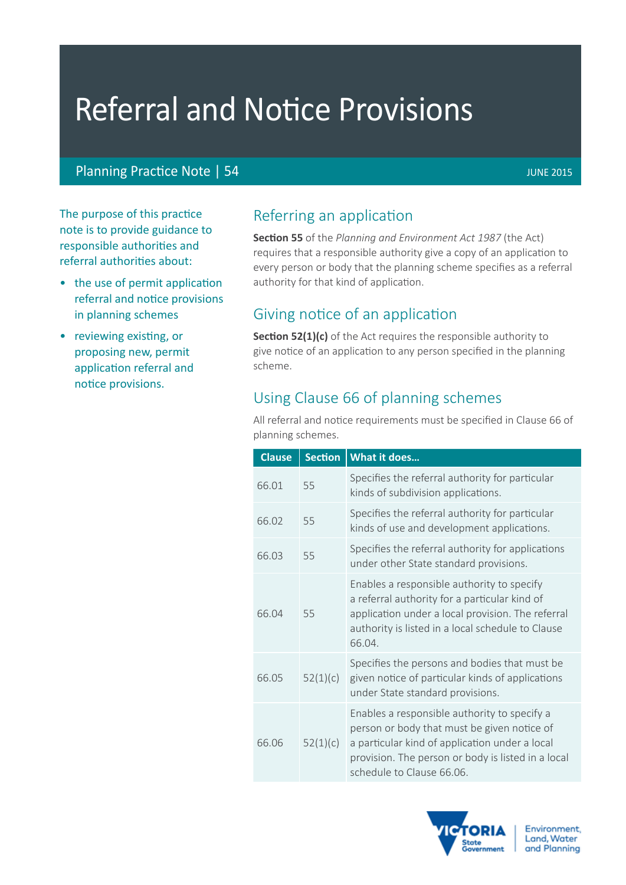# Referral and Notice Provisions

Planning Practice Note | 54

JUNE 2015

The purpose of this practice note is to provide guidance to responsible authorities and referral authorities about:

- the use of permit application referral and notice provisions in planning schemes
- reviewing existing, or proposing new, permit application referral and notice provisions.

## Referring an application

**Section 55** of the *Planning and Environment Act 1987* (the Act) requires that a responsible authority give a copy of an application to every person or body that the planning scheme specifies as a referral authority for that kind of application.

## Giving notice of an application

**Section 52(1)(c)** of the Act requires the responsible authority to give notice of an application to any person specified in the planning scheme.

## Using Clause 66 of planning schemes

All referral and notice requirements must be specified in Clause 66 of planning schemes.

| Clause | Section | What it does... |
|---|---|---|
| 66.01 | 55 | Specifies the referral authority for particular kinds of subdivision applications. |
| 66.02 | 55 | Specifies the referral authority for particular kinds of use and development applications. |
| 66.03 | 55 | Specifies the referral authority for applications under other State standard provisions. |
| 66.04 | 55 | Enables a responsible authority to specify a referral authority for a particular kind of application under a local provision. The referral authority is listed in a local schedule to Clause 66.04. |
| 66.05 | 52(1)(c) | Specifies the persons and bodies that must be given notice of particular kinds of applications under State standard provisions. |
| 66.06 | 52(1)(c) | Enables a responsible authority to specify a person or body that must be given notice of a particular kind of application under a local provision. The person or body is listed in a local schedule to Clause 66.06. |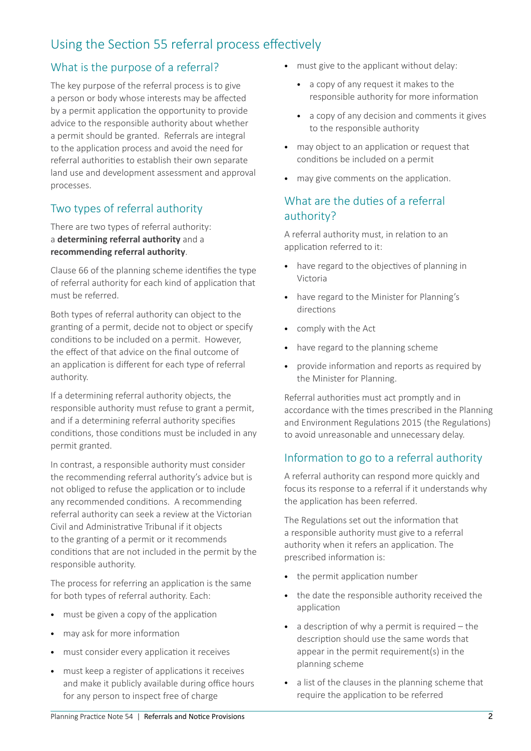# Using the Section 55 referral process effectively

## What is the purpose of a referral?

The key purpose of the referral process is to give a person or body whose interests may be affected by a permit application the opportunity to provide advice to the responsible authority about whether a permit should be granted. Referrals are integral to the application process and avoid the need for referral authorities to establish their own separate land use and development assessment and approval processes.

## Two types of referral authority

There are two types of referral authority: a **determining referral authority** and a **recommending referral authority**.

Clause 66 of the planning scheme identifies the type of referral authority for each kind of application that must be referred.

Both types of referral authority can object to the granting of a permit, decide not to object or specify conditions to be included on a permit. However, the effect of that advice on the final outcome of an application is different for each type of referral authority.

If a determining referral authority objects, the responsible authority must refuse to grant a permit, and if a determining referral authority specifies conditions, those conditions must be included in any permit granted.

In contrast, a responsible authority must consider the recommending referral authority's advice but is not obliged to refuse the application or to include any recommended conditions. A recommending referral authority can seek a review at the Victorian Civil and Administrative Tribunal if it objects to the granting of a permit or it recommends conditions that are not included in the permit by the responsible authority.

The process for referring an application is the same for both types of referral authority. Each:

- must be given a copy of the application
- may ask for more information
- must consider every application it receives
- must keep a register of applications it receives and make it publicly available during office hours for any person to inspect free of charge
- must give to the applicant without delay:
  - a copy of any request it makes to the responsible authority for more information
  - a copy of any decision and comments it gives to the responsible authority
- may object to an application or request that conditions be included on a permit
- may give comments on the application.

## What are the duties of a referral authority?

A referral authority must, in relation to an application referred to it:

- have regard to the objectives of planning in Victoria
- have regard to the Minister for Planning's directions
- comply with the Act
- have regard to the planning scheme
- provide information and reports as required by the Minister for Planning.

Referral authorities must act promptly and in accordance with the times prescribed in the Planning and Environment Regulations 2015 (the Regulations) to avoid unreasonable and unnecessary delay.

## Information to go to a referral authority

A referral authority can respond more quickly and focus its response to a referral if it understands why the application has been referred.

The Regulations set out the information that a responsible authority must give to a referral authority when it refers an application. The prescribed information is:

- the permit application number
- the date the responsible authority received the application
- a description of why a permit is required – the description should use the same words that appear in the permit requirement(s) in the planning scheme
- a list of the clauses in the planning scheme that require the application to be referred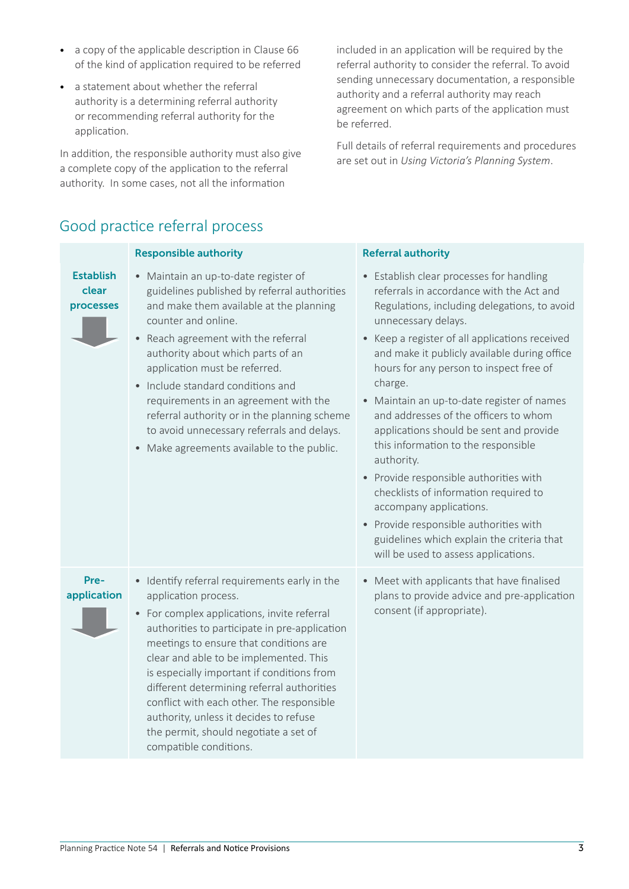- a copy of the applicable description in Clause 66 of the kind of application required to be referred
- a statement about whether the referral authority is a determining referral authority or recommending referral authority for the application.

In addition, the responsible authority must also give a complete copy of the application to the referral authority. In some cases, not all the information included in an application will be required by the referral authority to consider the referral. To avoid sending unnecessary documentation, a responsible authority and a referral authority may reach agreement on which parts of the application must be referred.

Full details of referral requirements and procedures are set out in *Using Victoria's Planning System*.

## Good practice referral process

| | Responsible authority | Referral authority |
|---|---|---|
| **Establish clear processes** | • Maintain an up-to-date register of guidelines published by referral authorities and make them available at the planning counter and online.<br>• Reach agreement with the referral authority about which parts of an application must be referred.<br>• Include standard conditions and requirements in an agreement with the referral authority or in the planning scheme to avoid unnecessary referrals and delays.<br>• Make agreements available to the public. | • Establish clear processes for handling referrals in accordance with the Act and Regulations, including delegations, to avoid unnecessary delays.<br>• Keep a register of all applications received and make it publicly available during office hours for any person to inspect free of charge.<br>• Maintain an up-to-date register of names and addresses of the officers to whom applications should be sent and provide this information to the responsible authority.<br>• Provide responsible authorities with checklists of information required to accompany applications.<br>• Provide responsible authorities with guidelines which explain the criteria that will be used to assess applications. |
| **Pre-application** | • Identify referral requirements early in the application process.<br>• For complex applications, invite referral authorities to participate in pre-application meetings to ensure that conditions are clear and able to be implemented. This is especially important if conditions from different determining referral authorities conflict with each other. The responsible authority, unless it decides to refuse the permit, should negotiate a set of compatible conditions. | • Meet with applicants that have finalised plans to provide advice and pre-application consent (if appropriate). |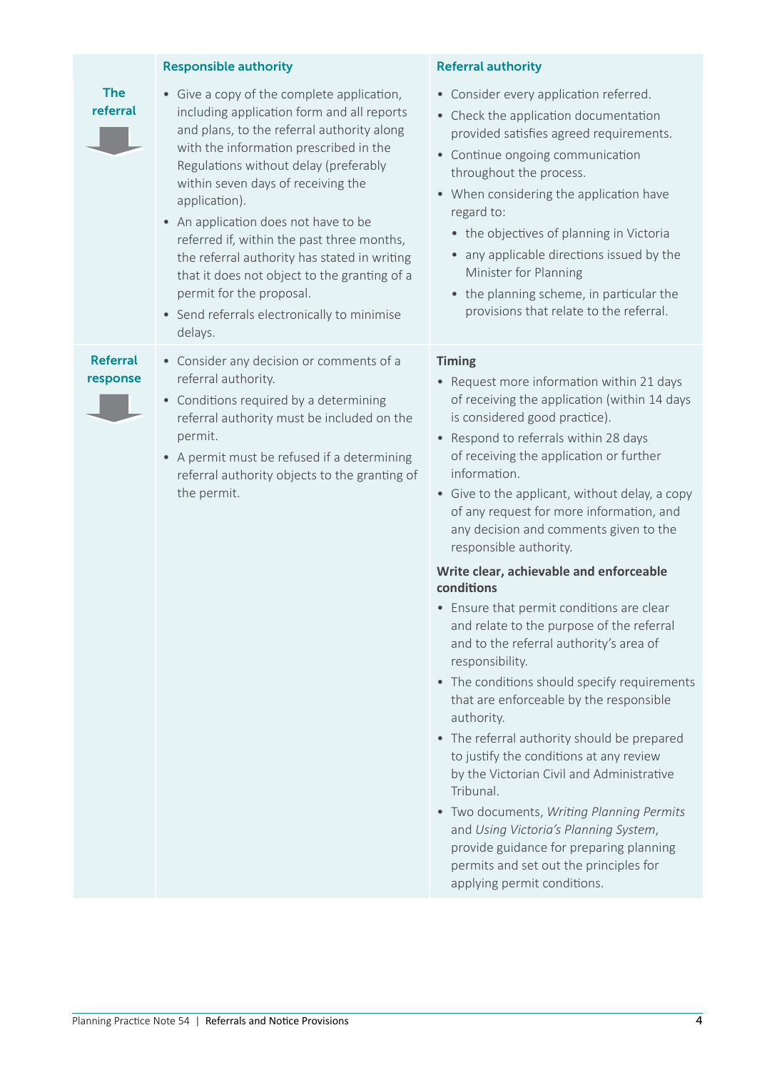| | Responsible authority | Referral authority |
|---|---|---|
| **The referral** | • Give a copy of the complete application, including application form and all reports and plans, to the referral authority along with the information prescribed in the Regulations without delay (preferably within seven days of receiving the application).<br>• An application does not have to be referred if, within the past three months, the referral authority has stated in writing that it does not object to the granting of a permit for the proposal.<br>• Send referrals electronically to minimise delays. | • Consider every application referred.<br>• Check the application documentation provided satisfies agreed requirements.<br>• Continue ongoing communication throughout the process.<br>• When considering the application have regard to:<br>&nbsp;&nbsp;• the objectives of planning in Victoria<br>&nbsp;&nbsp;• any applicable directions issued by the Minister for Planning<br>&nbsp;&nbsp;• the planning scheme, in particular the provisions that relate to the referral. |
| **Referral response** | • Consider any decision or comments of a referral authority.<br>• Conditions required by a determining referral authority must be included on the permit.<br>• A permit must be refused if a determining referral authority objects to the granting of the permit. | **Timing**<br>• Request more information within 21 days of receiving the application (within 14 days is considered good practice).<br>• Respond to referrals within 28 days of receiving the application or further information.<br>• Give to the applicant, without delay, a copy of any request for more information, and any decision and comments given to the responsible authority.<br><br>**Write clear, achievable and enforceable conditions**<br>• Ensure that permit conditions are clear and relate to the purpose of the referral and to the referral authority's area of responsibility.<br>• The conditions should specify requirements that are enforceable by the responsible authority.<br>• The referral authority should be prepared to justify the conditions at any review by the Victorian Civil and Administrative Tribunal.<br>• Two documents, *Writing Planning Permits* and *Using Victoria's Planning System*, provide guidance for preparing planning permits and set out the principles for applying permit conditions. |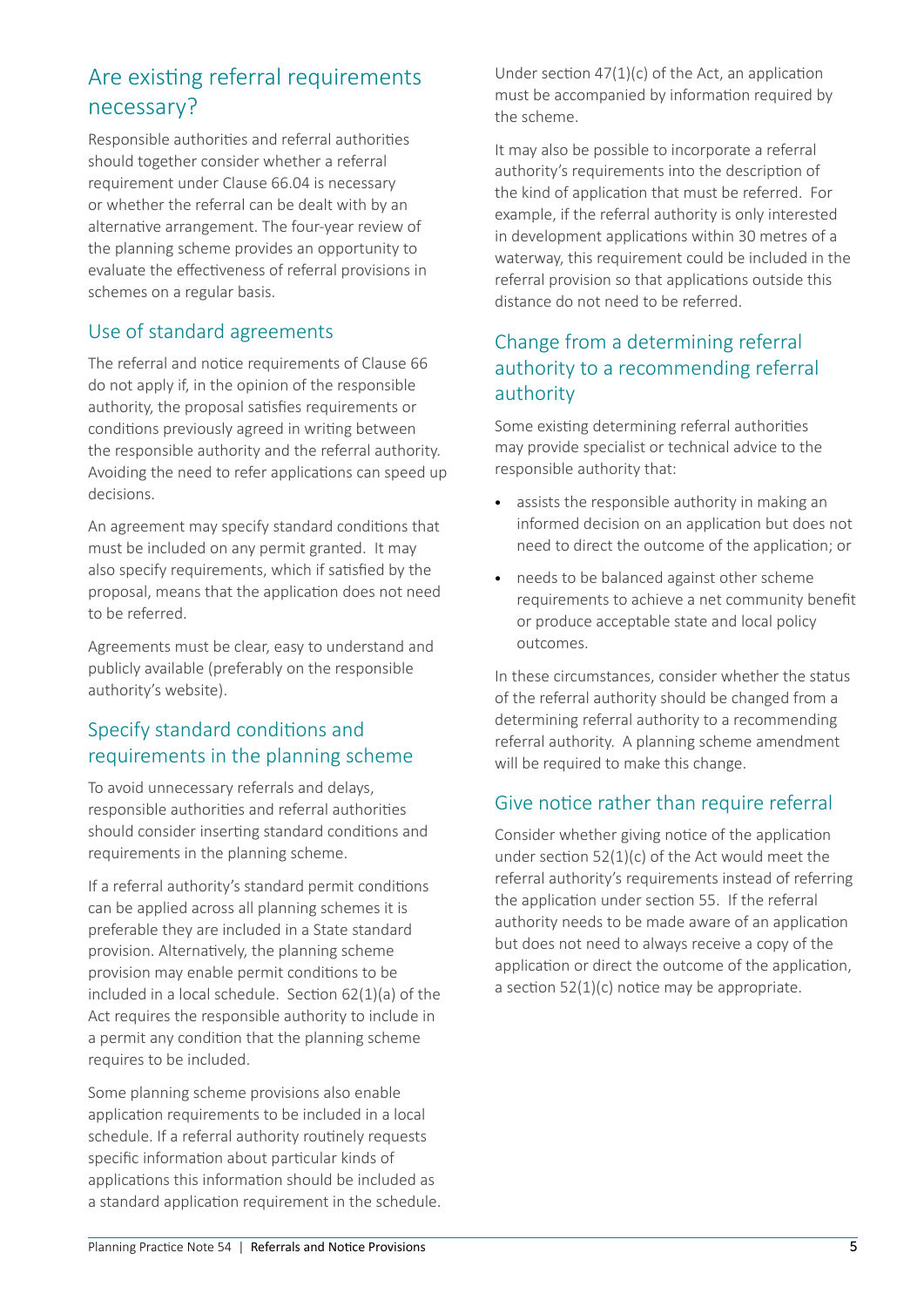## Are existing referral requirements necessary?

Responsible authorities and referral authorities should together consider whether a referral requirement under Clause 66.04 is necessary or whether the referral can be dealt with by an alternative arrangement. The four-year review of the planning scheme provides an opportunity to evaluate the effectiveness of referral provisions in schemes on a regular basis.

## Use of standard agreements

The referral and notice requirements of Clause 66 do not apply if, in the opinion of the responsible authority, the proposal satisfies requirements or conditions previously agreed in writing between the responsible authority and the referral authority. Avoiding the need to refer applications can speed up decisions.

An agreement may specify standard conditions that must be included on any permit granted. It may also specify requirements, which if satisfied by the proposal, means that the application does not need to be referred.

Agreements must be clear, easy to understand and publicly available (preferably on the responsible authority's website).

## Specify standard conditions and requirements in the planning scheme

To avoid unnecessary referrals and delays, responsible authorities and referral authorities should consider inserting standard conditions and requirements in the planning scheme.

If a referral authority's standard permit conditions can be applied across all planning schemes it is preferable they are included in a State standard provision. Alternatively, the planning scheme provision may enable permit conditions to be included in a local schedule. Section 62(1)(a) of the Act requires the responsible authority to include in a permit any condition that the planning scheme requires to be included.

Some planning scheme provisions also enable application requirements to be included in a local schedule. If a referral authority routinely requests specific information about particular kinds of applications this information should be included as a standard application requirement in the schedule.

Under section 47(1)(c) of the Act, an application must be accompanied by information required by the scheme.

It may also be possible to incorporate a referral authority's requirements into the description of the kind of application that must be referred. For example, if the referral authority is only interested in development applications within 30 metres of a waterway, this requirement could be included in the referral provision so that applications outside this distance do not need to be referred.

## Change from a determining referral authority to a recommending referral authority

Some existing determining referral authorities may provide specialist or technical advice to the responsible authority that:

- assists the responsible authority in making an informed decision on an application but does not need to direct the outcome of the application; or
- needs to be balanced against other scheme requirements to achieve a net community benefit or produce acceptable state and local policy outcomes.

In these circumstances, consider whether the status of the referral authority should be changed from a determining referral authority to a recommending referral authority. A planning scheme amendment will be required to make this change.

## Give notice rather than require referral

Consider whether giving notice of the application under section 52(1)(c) of the Act would meet the referral authority's requirements instead of referring the application under section 55. If the referral authority needs to be made aware of an application but does not need to always receive a copy of the application or direct the outcome of the application, a section 52(1)(c) notice may be appropriate.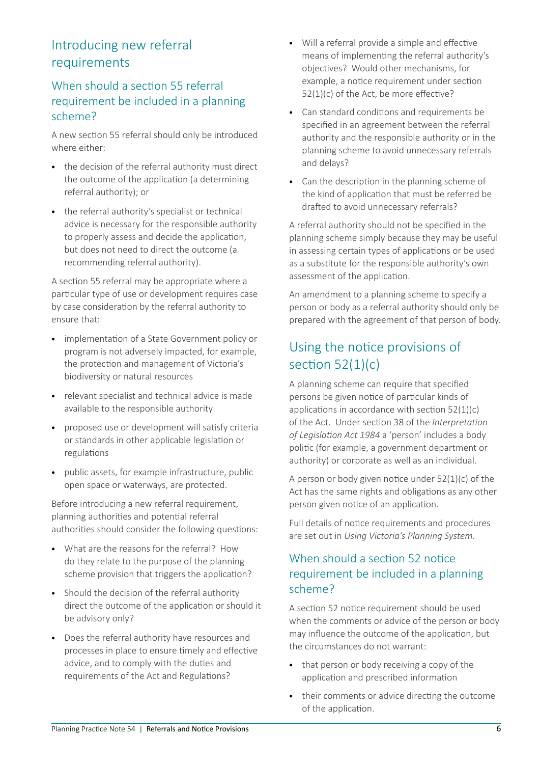## Introducing new referral requirements

### When should a section 55 referral requirement be included in a planning scheme?

A new section 55 referral should only be introduced where either:

- the decision of the referral authority must direct the outcome of the application (a determining referral authority); or
- the referral authority's specialist or technical advice is necessary for the responsible authority to properly assess and decide the application, but does not need to direct the outcome (a recommending referral authority).

A section 55 referral may be appropriate where a particular type of use or development requires case by case consideration by the referral authority to ensure that:

- implementation of a State Government policy or program is not adversely impacted, for example, the protection and management of Victoria's biodiversity or natural resources
- relevant specialist and technical advice is made available to the responsible authority
- proposed use or development will satisfy criteria or standards in other applicable legislation or regulations
- public assets, for example infrastructure, public open space or waterways, are protected.

Before introducing a new referral requirement, planning authorities and potential referral authorities should consider the following questions:

- What are the reasons for the referral? How do they relate to the purpose of the planning scheme provision that triggers the application?
- Should the decision of the referral authority direct the outcome of the application or should it be advisory only?
- Does the referral authority have resources and processes in place to ensure timely and effective advice, and to comply with the duties and requirements of the Act and Regulations?
- Will a referral provide a simple and effective means of implementing the referral authority's objectives? Would other mechanisms, for example, a notice requirement under section 52(1)(c) of the Act, be more effective?
- Can standard conditions and requirements be specified in an agreement between the referral authority and the responsible authority or in the planning scheme to avoid unnecessary referrals and delays?
- Can the description in the planning scheme of the kind of application that must be referred be drafted to avoid unnecessary referrals?

A referral authority should not be specified in the planning scheme simply because they may be useful in assessing certain types of applications or be used as a substitute for the responsible authority's own assessment of the application.

An amendment to a planning scheme to specify a person or body as a referral authority should only be prepared with the agreement of that person of body.

## Using the notice provisions of section 52(1)(c)

A planning scheme can require that specified persons be given notice of particular kinds of applications in accordance with section 52(1)(c) of the Act. Under section 38 of the *Interpretation of Legislation Act 1984* a 'person' includes a body politic (for example, a government department or authority) or corporate as well as an individual.

A person or body given notice under 52(1)(c) of the Act has the same rights and obligations as any other person given notice of an application.

Full details of notice requirements and procedures are set out in *Using Victoria's Planning System*.

### When should a section 52 notice requirement be included in a planning scheme?

A section 52 notice requirement should be used when the comments or advice of the person or body may influence the outcome of the application, but the circumstances do not warrant:

- that person or body receiving a copy of the application and prescribed information
- their comments or advice directing the outcome of the application.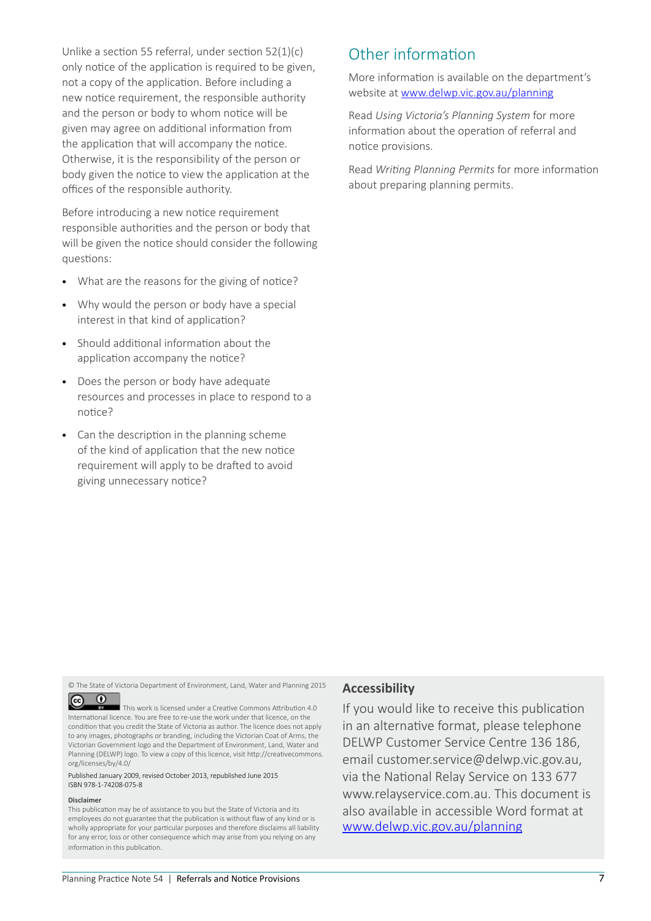Unlike a section 55 referral, under section 52(1)(c) only notice of the application is required to be given, not a copy of the application. Before including a new notice requirement, the responsible authority and the person or body to whom notice will be given may agree on additional information from the application that will accompany the notice. Otherwise, it is the responsibility of the person or body given the notice to view the application at the offices of the responsible authority.

Before introducing a new notice requirement responsible authorities and the person or body that will be given the notice should consider the following questions:

- What are the reasons for the giving of notice?
- Why would the person or body have a special interest in that kind of application?
- Should additional information about the application accompany the notice?
- Does the person or body have adequate resources and processes in place to respond to a notice?
- Can the description in the planning scheme of the kind of application that the new notice requirement will apply to be drafted to avoid giving unnecessary notice?

## Other information

More information is available on the department's website at [www.delwp.vic.gov.au/planning](www.delwp.vic.gov.au/planning)

Read *Using Victoria's Planning System* for more information about the operation of referral and notice provisions.

Read *Writing Planning Permits* for more information about preparing planning permits.

© The State of Victoria Department of Environment, Land, Water and Planning 2015

This work is licensed under a Creative Commons Attribution 4.0 International licence. You are free to re-use the work under that licence, on the condition that you credit the State of Victoria as author. The licence does not apply to any images, photographs or branding, including the Victorian Coat of Arms, the Victorian Government logo and the Department of Environment, Land, Water and Planning (DELWP) logo. To view a copy of this licence, visit http://creativecommons.org/licenses/by/4.0/

Published January 2009, revised October 2013, republished June 2015
ISBN 978-1-74208-075-8

**Disclaimer**

This publication may be of assistance to you but the State of Victoria and its employees do not guarantee that the publication is without flaw of any kind or is wholly appropriate for your particular purposes and therefore disclaims all liability for any error, loss or other consequence which may arise from you relying on any information in this publication.

## Accessibility

If you would like to receive this publication in an alternative format, please telephone DELWP Customer Service Centre 136 186, email customer.service@delwp.vic.gov.au, via the National Relay Service on 133 677 www.relayservice.com.au. This document is also available in accessible Word format at [www.delwp.vic.gov.au/planning](www.delwp.vic.gov.au/planning)